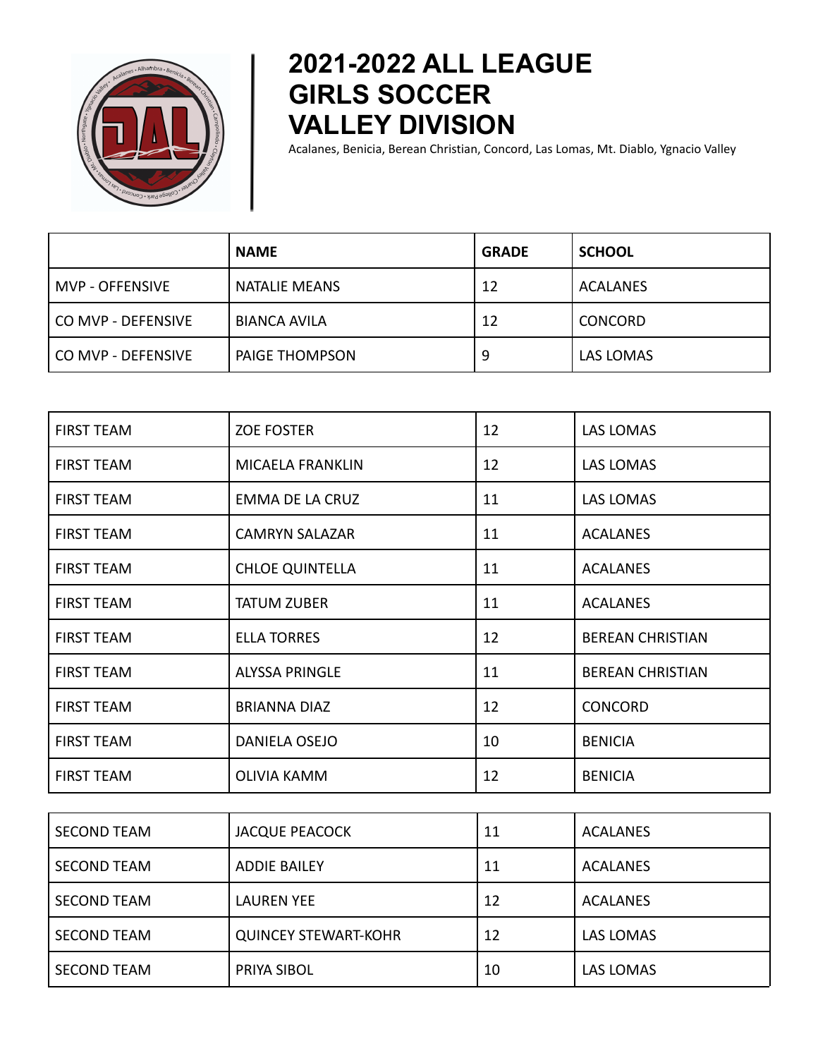# 2021-2022 ALL LEAGUE GIRLS SOCCER VALLEY DIVISION

Acalanes, Benicia, Berean Christian, Concord, Las Lomas, Mt. Diablo, Ygnacio Valley

| | NAME | GRADE | SCHOOL |
|---|---|---|---|
| MVP - OFFENSIVE | NATALIE MEANS | 12 | ACALANES |
| CO MVP - DEFENSIVE | BIANCA AVILA | 12 | CONCORD |
| CO MVP - DEFENSIVE | PAIGE THOMPSON | 9 | LAS LOMAS |

| | | | |
|---|---|---|---|
| FIRST TEAM | ZOE FOSTER | 12 | LAS LOMAS |
| FIRST TEAM | MICAELA FRANKLIN | 12 | LAS LOMAS |
| FIRST TEAM | EMMA DE LA CRUZ | 11 | LAS LOMAS |
| FIRST TEAM | CAMRYN SALAZAR | 11 | ACALANES |
| FIRST TEAM | CHLOE QUINTELLA | 11 | ACALANES |
| FIRST TEAM | TATUM ZUBER | 11 | ACALANES |
| FIRST TEAM | ELLA TORRES | 12 | BEREAN CHRISTIAN |
| FIRST TEAM | ALYSSA PRINGLE | 11 | BEREAN CHRISTIAN |
| FIRST TEAM | BRIANNA DIAZ | 12 | CONCORD |
| FIRST TEAM | DANIELA OSEJO | 10 | BENICIA |
| FIRST TEAM | OLIVIA KAMM | 12 | BENICIA |

| | | | |
|---|---|---|---|
| SECOND TEAM | JACQUE PEACOCK | 11 | ACALANES |
| SECOND TEAM | ADDIE BAILEY | 11 | ACALANES |
| SECOND TEAM | LAUREN YEE | 12 | ACALANES |
| SECOND TEAM | QUINCEY STEWART-KOHR | 12 | LAS LOMAS |
| SECOND TEAM | PRIYA SIBOL | 10 | LAS LOMAS |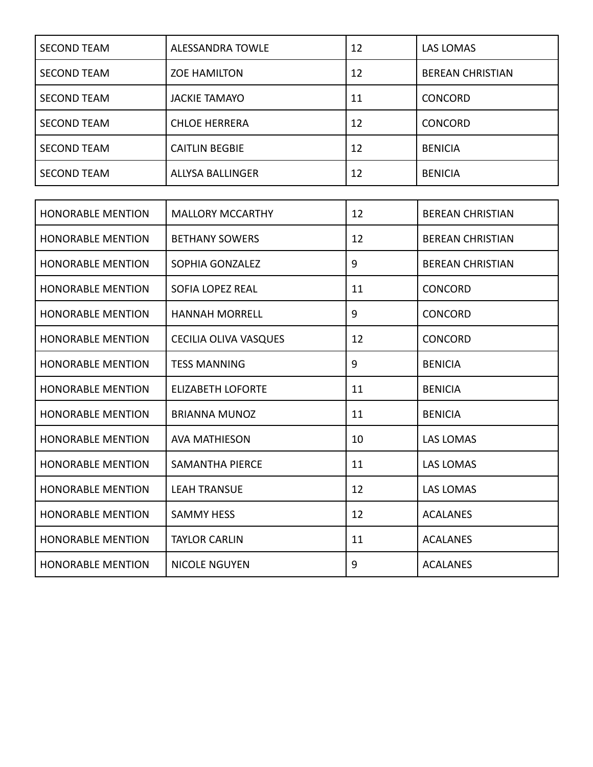| | | | |
|---|---|---|---|
| SECOND TEAM | ALESSANDRA TOWLE | 12 | LAS LOMAS |
| SECOND TEAM | ZOE HAMILTON | 12 | BEREAN CHRISTIAN |
| SECOND TEAM | JACKIE TAMAYO | 11 | CONCORD |
| SECOND TEAM | CHLOE HERRERA | 12 | CONCORD |
| SECOND TEAM | CAITLIN BEGBIE | 12 | BENICIA |
| SECOND TEAM | ALLYSA BALLINGER | 12 | BENICIA |

| | | | |
|---|---|---|---|
| HONORABLE MENTION | MALLORY MCCARTHY | 12 | BEREAN CHRISTIAN |
| HONORABLE MENTION | BETHANY SOWERS | 12 | BEREAN CHRISTIAN |
| HONORABLE MENTION | SOPHIA GONZALEZ | 9 | BEREAN CHRISTIAN |
| HONORABLE MENTION | SOFIA LOPEZ REAL | 11 | CONCORD |
| HONORABLE MENTION | HANNAH MORRELL | 9 | CONCORD |
| HONORABLE MENTION | CECILIA OLIVA VASQUES | 12 | CONCORD |
| HONORABLE MENTION | TESS MANNING | 9 | BENICIA |
| HONORABLE MENTION | ELIZABETH LOFORTE | 11 | BENICIA |
| HONORABLE MENTION | BRIANNA MUNOZ | 11 | BENICIA |
| HONORABLE MENTION | AVA MATHIESON | 10 | LAS LOMAS |
| HONORABLE MENTION | SAMANTHA PIERCE | 11 | LAS LOMAS |
| HONORABLE MENTION | LEAH TRANSUE | 12 | LAS LOMAS |
| HONORABLE MENTION | SAMMY HESS | 12 | ACALANES |
| HONORABLE MENTION | TAYLOR CARLIN | 11 | ACALANES |
| HONORABLE MENTION | NICOLE NGUYEN | 9 | ACALANES |